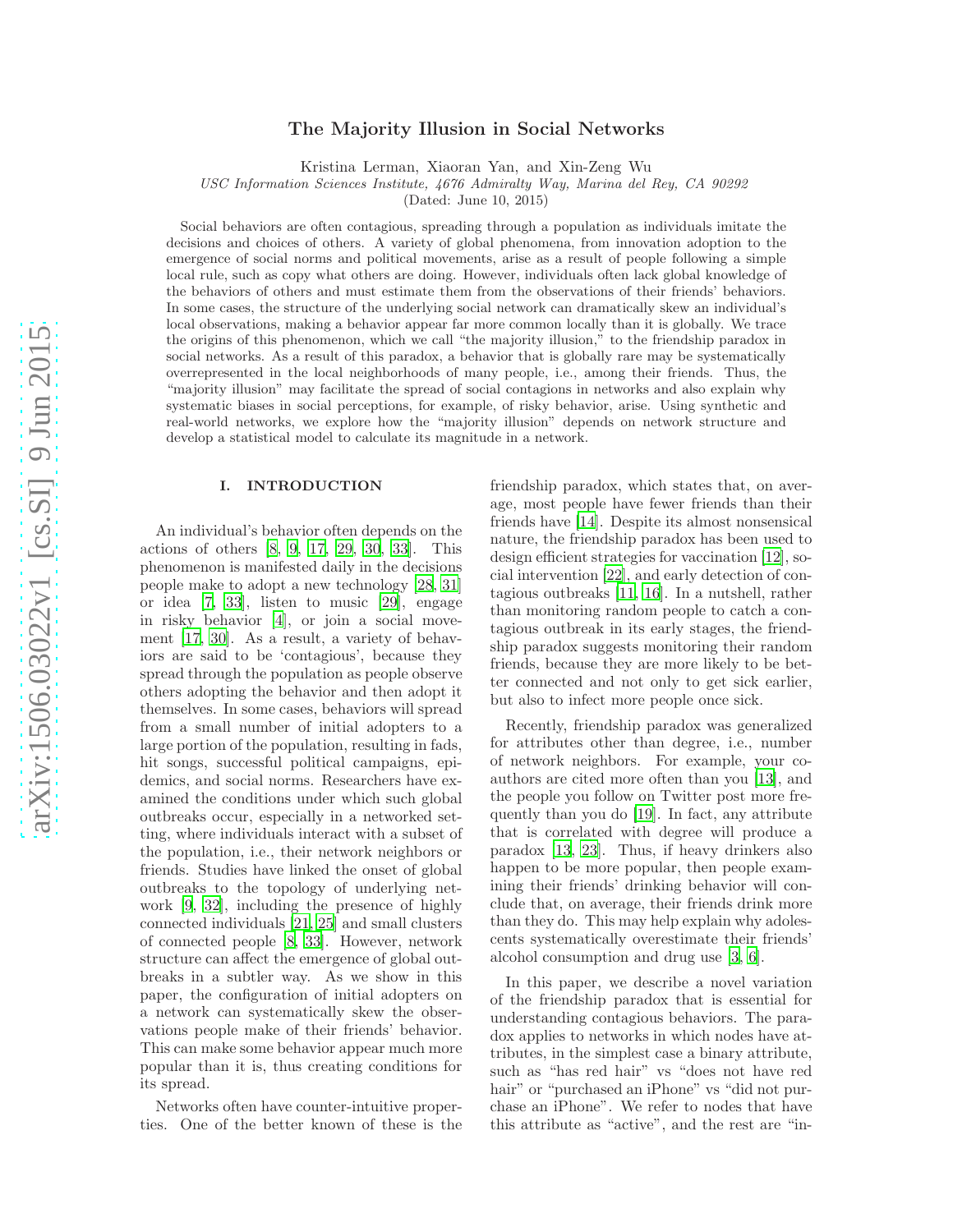# The Majority Illusion in Social Networks

Kristina Lerman, Xiaoran Yan, and Xin-Zeng Wu

*USC Information Sciences Institute, 4676 Admiralty Way, Marina del Rey, CA 90292*

(Dated: June 10, 2015)

Social behaviors are often contagious, spreading through a population as individuals imitate the decisions and choices of others. A variety of global phenomena, from innovation adoption to the emergence of social norms and political movements, arise as a result of people following a simple local rule, such as copy what others are doing. However, individuals often lack global knowledge of the behaviors of others and must estimate them from the observations of their friends' behaviors. In some cases, the structure of the underlying social network can dramatically skew an individual's local observations, making a behavior appear far more common locally than it is globally. We trace the origins of this phenomenon, which we call "the majority illusion," to the friendship paradox in social networks. As a result of this paradox, a behavior that is globally rare may be systematically overrepresented in the local neighborhoods of many people, i.e., among their friends. Thus, the "majority illusion" may facilitate the spread of social contagions in networks and also explain why systematic biases in social perceptions, for example, of risky behavior, arise. Using synthetic and real-world networks, we explore how the "majority illusion" depends on network structure and develop a statistical model to calculate its magnitude in a network.

## I. INTRODUCTION

An individual's behavior often depends on the actions of others [8, 9, 17, 29, 30, 33]. This phenomenon is manifested daily in the decisions people make to adopt a new technology [28, 31] or idea [7, 33], listen to music [29], engage in risky behavior [4], or join a social movement [17, 30]. As a result, a variety of behaviors are said to be 'contagious', because they spread through the population as people observe others adopting the behavior and then adopt it themselves. In some cases, behaviors will spread from a small number of initial adopters to a large portion of the population, resulting in fads, hit songs, successful political campaigns, epidemics, and social norms. Researchers have examined the conditions under which such global outbreaks occur, especially in a networked setting, where individuals interact with a subset of the population, i.e., their network neighbors or friends. Studies have linked the onset of global outbreaks to the topology of underlying network [9, 32], including the presence of highly connected individuals [21, 25] and small clusters of connected people [8, 33]. However, network structure can affect the emergence of global outbreaks in a subtler way. As we show in this paper, the configuration of initial adopters on a network can systematically skew the observations people make of their friends' behavior. This can make some behavior appear much more popular than it is, thus creating conditions for its spread.

Networks often have counter-intuitive properties. One of the better known of these is the friendship paradox, which states that, on average, most people have fewer friends than their friends have [14]. Despite its almost nonsensical nature, the friendship paradox has been used to design efficient strategies for vaccination [12], social intervention [22], and early detection of contagious outbreaks [11, 16]. In a nutshell, rather than monitoring random people to catch a contagious outbreak in its early stages, the friendship paradox suggests monitoring their random friends, because they are more likely to be better connected and not only to get sick earlier, but also to infect more people once sick.

Recently, friendship paradox was generalized for attributes other than degree, i.e., number of network neighbors. For example, your coauthors are cited more often than you [13], and the people you follow on Twitter post more frequently than you do [19]. In fact, any attribute that is correlated with degree will produce a paradox [13, 23]. Thus, if heavy drinkers also happen to be more popular, then people examining their friends' drinking behavior will conclude that, on average, their friends drink more than they do. This may help explain why adolescents systematically overestimate their friends' alcohol consumption and drug use [3, 6].

In this paper, we describe a novel variation of the friendship paradox that is essential for understanding contagious behaviors. The paradox applies to networks in which nodes have attributes, in the simplest case a binary attribute, such as "has red hair" vs "does not have red hair" or "purchased an iPhone" vs "did not purchase an iPhone". We refer to nodes that have this attribute as "active", and the rest are "in-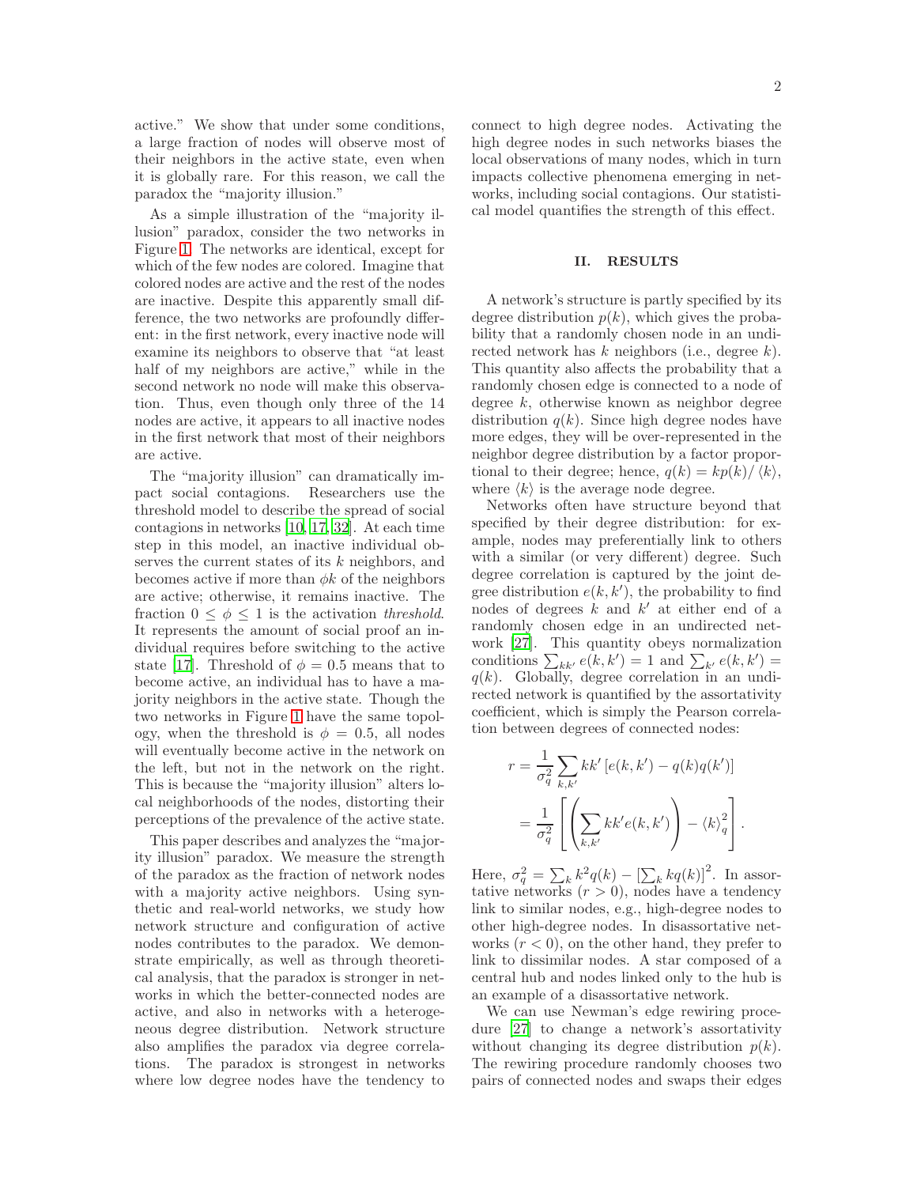active." We show that under some conditions, a large fraction of nodes will observe most of their neighbors in the active state, even when it is globally rare. For this reason, we call the paradox the "majority illusion."

As a simple illustration of the "majority illusion" paradox, consider the two networks in Figure 1. The networks are identical, except for which of the few nodes are colored. Imagine that colored nodes are active and the rest of the nodes are inactive. Despite this apparently small difference, the two networks are profoundly different: in the first network, every inactive node will examine its neighbors to observe that "at least half of my neighbors are active," while in the second network no node will make this observation. Thus, even though only three of the 14 nodes are active, it appears to all inactive nodes in the first network that most of their neighbors are active.

The "majority illusion" can dramatically impact social contagions. Researchers use the threshold model to describe the spread of social contagions in networks [10, 17, 32]. At each time step in this model, an inactive individual observes the current states of its $k$ neighbors, and becomes active if more than $\phi k$ of the neighbors are active; otherwise, it remains inactive. The fraction $0 \leq \phi \leq 1$ is the activation *threshold*. It represents the amount of social proof an individual requires before switching to the active state [17]. Threshold of $\phi = 0.5$ means that to become active, an individual has to have a majority neighbors in the active state. Though the two networks in Figure 1 have the same topology, when the threshold is $\phi = 0.5$, all nodes will eventually become active in the network on the left, but not in the network on the right. This is because the "majority illusion" alters local neighborhoods of the nodes, distorting their perceptions of the prevalence of the active state.

This paper describes and analyzes the "majority illusion" paradox. We measure the strength of the paradox as the fraction of network nodes with a majority active neighbors. Using synthetic and real-world networks, we study how network structure and configuration of active nodes contributes to the paradox. We demonstrate empirically, as well as through theoretical analysis, that the paradox is stronger in networks in which the better-connected nodes are active, and also in networks with a heterogeneous degree distribution. Network structure also amplifies the paradox via degree correlations. The paradox is strongest in networks where low degree nodes have the tendency to connect to high degree nodes. Activating the high degree nodes in such networks biases the local observations of many nodes, which in turn impacts collective phenomena emerging in networks, including social contagions. Our statistical model quantifies the strength of this effect.

## II. RESULTS

A network's structure is partly specified by its degree distribution $p(k)$, which gives the probability that a randomly chosen node in an undirected network has $k$ neighbors (i.e., degree $k$). This quantity also affects the probability that a randomly chosen edge is connected to a node of degree $k$, otherwise known as neighbor degree distribution $q(k)$. Since high degree nodes have more edges, they will be over-represented in the neighbor degree distribution by a factor proportional to their degree; hence, $q(k) = kp(k)/\langle k \rangle$, where $\langle k \rangle$ is the average node degree.

Networks often have structure beyond that specified by their degree distribution: for example, nodes may preferentially link to others with a similar (or very different) degree. Such degree correlation is captured by the joint degree distribution $e(k, k')$, the probability to find nodes of degrees $k$ and $k'$ at either end of a randomly chosen edge in an undirected network [27]. This quantity obeys normalization conditions $\sum_{kk'} e(k, k') = 1$ and $\sum_{k'} e(k, k') = q(k)$. Globally, degree correlation in an undirected network is quantified by the assortativity coefficient, which is simply the Pearson correlation between degrees of connected nodes:

$$
\begin{aligned}
r &= \frac{1}{\sigma_q^2} \sum_{k,k'} kk' \left[ e(k, k') - q(k)q(k') \right] \\
&= \frac{1}{\sigma_q^2} \left[ \left( \sum_{k,k'} kk' e(k, k') \right) - \langle k \rangle_q^2 \right].
\end{aligned}
$$

Here, $\sigma_q^2 = \sum_k k^2 q(k) - \left[ \sum_k kq(k) \right]^2$. In assortative networks ($r > 0$), nodes have a tendency link to similar nodes, e.g., high-degree nodes to other high-degree nodes. In disassortative networks ($r < 0$), on the other hand, they prefer to link to dissimilar nodes. A star composed of a central hub and nodes linked only to the hub is an example of a disassortative network.

We can use Newman's edge rewiring procedure [27] to change a network's assortativity without changing its degree distribution $p(k)$. The rewiring procedure randomly chooses two pairs of connected nodes and swaps their edges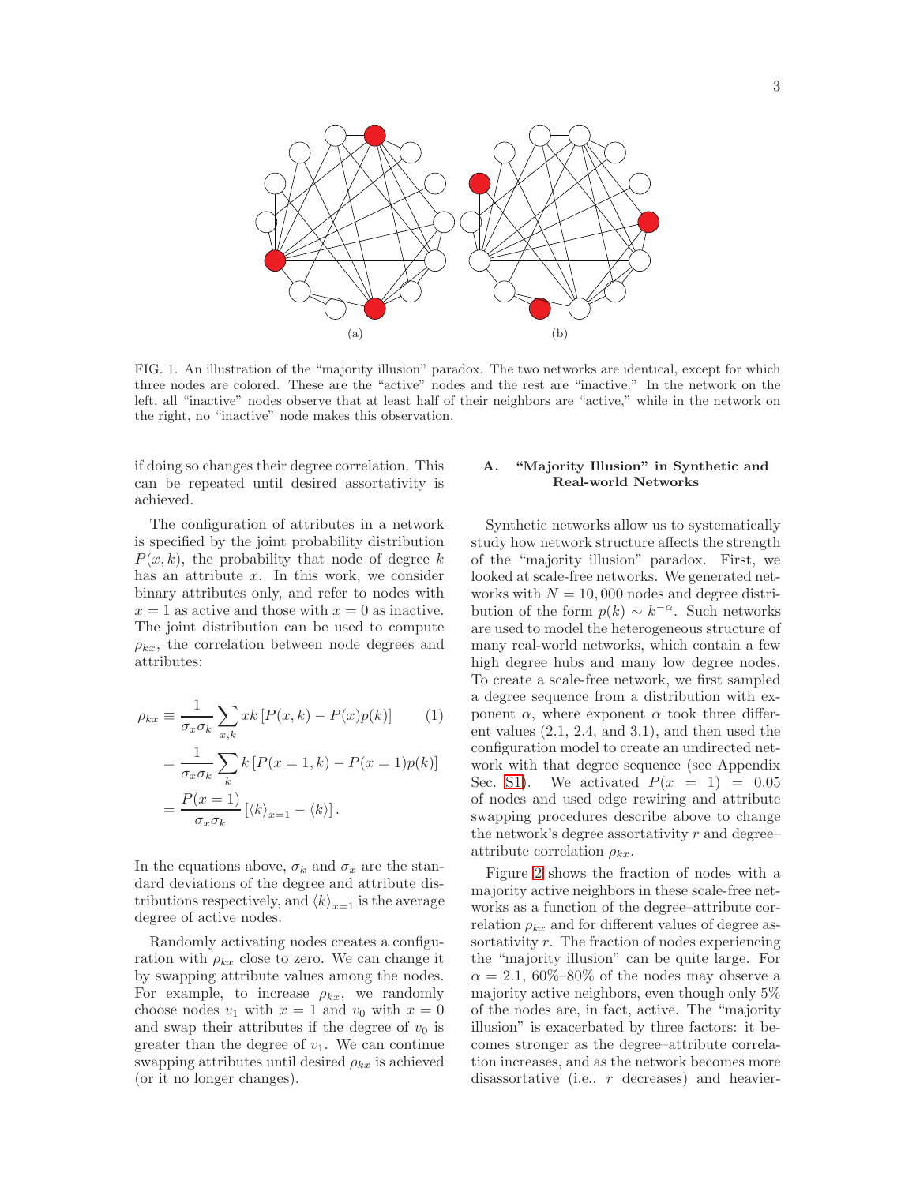(a) (b)

FIG. 1. An illustration of the "majority illusion" paradox. The two networks are identical, except for which three nodes are colored. These are the "active" nodes and the rest are "inactive." In the network on the left, all "inactive" nodes observe that at least half of their neighbors are "active," while in the network on the right, no "inactive" node makes this observation.

if doing so changes their degree correlation. This can be repeated until desired assortativity is achieved.

The configuration of attributes in a network is specified by the joint probability distribution $P(x, k)$, the probability that node of degree $k$ has an attribute $x$. In this work, we consider binary attributes only, and refer to nodes with $x = 1$ as active and those with $x = 0$ as inactive. The joint distribution can be used to compute $\rho_{kx}$, the correlation between node degrees and attributes:

$$
\begin{aligned}
\rho_{kx} &\equiv \frac{1}{\sigma_x \sigma_k} \sum_{x,k} xk \left[P(x,k) - P(x)p(k)\right] \qquad (1) \\
&= \frac{1}{\sigma_x \sigma_k} \sum_{k} k \left[P(x=1,k) - P(x=1)p(k)\right] \\
&= \frac{P(x=1)}{\sigma_x \sigma_k} \left[\langle k \rangle_{x=1} - \langle k \rangle\right].
\end{aligned}
$$

In the equations above, $\sigma_k$ and $\sigma_x$ are the standard deviations of the degree and attribute distributions respectively, and $\langle k \rangle_{x=1}$ is the average degree of active nodes.

Randomly activating nodes creates a configuration with $\rho_{kx}$ close to zero. We can change it by swapping attribute values among the nodes. For example, to increase $\rho_{kx}$, we randomly choose nodes $v_1$ with $x = 1$ and $v_0$ with $x = 0$ and swap their attributes if the degree of $v_0$ is greater than the degree of $v_1$. We can continue swapping attributes until desired $\rho_{kx}$ is achieved (or it no longer changes).

### A. "Majority Illusion" in Synthetic and Real-world Networks

Synthetic networks allow us to systematically study how network structure affects the strength of the "majority illusion" paradox. First, we looked at scale-free networks. We generated networks with $N = 10,000$ nodes and degree distribution of the form $p(k) \sim k^{-\alpha}$. Such networks are used to model the heterogeneous structure of many real-world networks, which contain a few high degree hubs and many low degree nodes. To create a scale-free network, we first sampled a degree sequence from a distribution with exponent $\alpha$, where exponent $\alpha$ took three different values (2.1, 2.4, and 3.1), and then used the configuration model to create an undirected network with that degree sequence (see Appendix Sec. S1). We activated $P(x = 1) = 0.05$ of nodes and used edge rewiring and attribute swapping procedures describe above to change the network's degree assortativity $r$ and degree–attribute correlation $\rho_{kx}$.

Figure 2 shows the fraction of nodes with a majority active neighbors in these scale-free networks as a function of the degree–attribute correlation $\rho_{kx}$ and for different values of degree assortativity $r$. The fraction of nodes experiencing the "majority illusion" can be quite large. For $\alpha = 2.1$, 60%–80% of the nodes may observe a majority active neighbors, even though only 5% of the nodes are, in fact, active. The "majority illusion" is exacerbated by three factors: it becomes stronger as the degree–attribute correlation increases, and as the network becomes more disassortative (i.e., $r$ decreases) and heavier-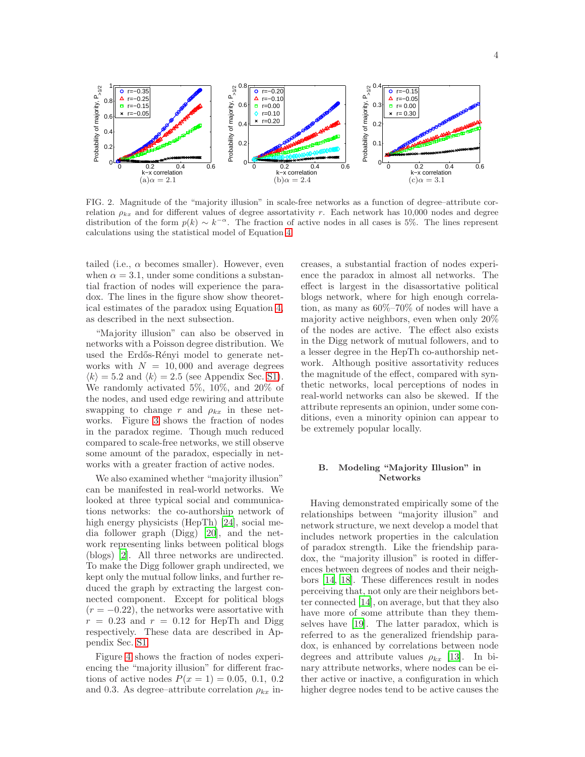FIG. 2. Magnitude of the "majority illusion" in scale-free networks as a function of degree–attribute correlation $\rho_{kx}$ and for different values of degree assortativity $r$. Each network has 10,000 nodes and degree distribution of the form $p(k) \sim k^{-\alpha}$. The fraction of active nodes in all cases is 5%. The lines represent calculations using the statistical model of Equation 4.

tailed (i.e., $\alpha$ becomes smaller). However, even when $\alpha = 3.1$, under some conditions a substantial fraction of nodes will experience the paradox. The lines in the figure show show theoretical estimates of the paradox using Equation 4, as described in the next subsection.

"Majority illusion" can also be observed in networks with a Poisson degree distribution. We used the Erdős-Rényi model to generate networks with $N = 10,000$ and average degrees $\langle k \rangle = 5.2$ and $\langle k \rangle = 2.5$ (see Appendix Sec. S1). We randomly activated 5%, 10%, and 20% of the nodes, and used edge rewiring and attribute swapping to change $r$ and $\rho_{kx}$ in these networks. Figure 3 shows the fraction of nodes in the paradox regime. Though much reduced compared to scale-free networks, we still observe some amount of the paradox, especially in networks with a greater fraction of active nodes.

We also examined whether "majority illusion" can be manifested in real-world networks. We looked at three typical social and communications networks: the co-authorship network of high energy physicists (HepTh) [24], social media follower graph (Digg) [20], and the network representing links between political blogs (blogs) [2]. All three networks are undirected. To make the Digg follower graph undirected, we kept only the mutual follow links, and further reduced the graph by extracting the largest connected component. Except for political blogs ($r = -0.22$), the networks were assortative with $r = 0.23$ and $r = 0.12$ for HepTh and Digg respectively. These data are described in Appendix Sec. S1.

Figure 4 shows the fraction of nodes experiencing the "majority illusion" for different fractions of active nodes $P(x = 1) = 0.05$, 0.1, 0.2 and 0.3. As degree–attribute correlation $\rho_{kx}$ increases, a substantial fraction of nodes experience the paradox in almost all networks. The effect is largest in the disassortative political blogs network, where for high enough correlation, as many as 60%–70% of nodes will have a majority active neighbors, even when only 20% of the nodes are active. The effect also exists in the Digg network of mutual followers, and to a lesser degree in the HepTh co-authorship network. Although positive assortativity reduces the magnitude of the effect, compared with synthetic networks, local perceptions of nodes in real-world networks can also be skewed. If the attribute represents an opinion, under some conditions, even a minority opinion can appear to be extremely popular locally.

### B. Modeling "Majority Illusion" in Networks

Having demonstrated empirically some of the relationships between "majority illusion" and network structure, we next develop a model that includes network properties in the calculation of paradox strength. Like the friendship paradox, the "majority illusion" is rooted in differences between degrees of nodes and their neighbors [14, 18]. These differences result in nodes perceiving that, not only are their neighbors better connected [14], on average, but that they also have more of some attribute than they themselves have [19]. The latter paradox, which is referred to as the generalized friendship paradox, is enhanced by correlations between node degrees and attribute values $\rho_{kx}$ [13]. In binary attribute networks, where nodes can be either active or inactive, a configuration in which higher degree nodes tend to be active causes the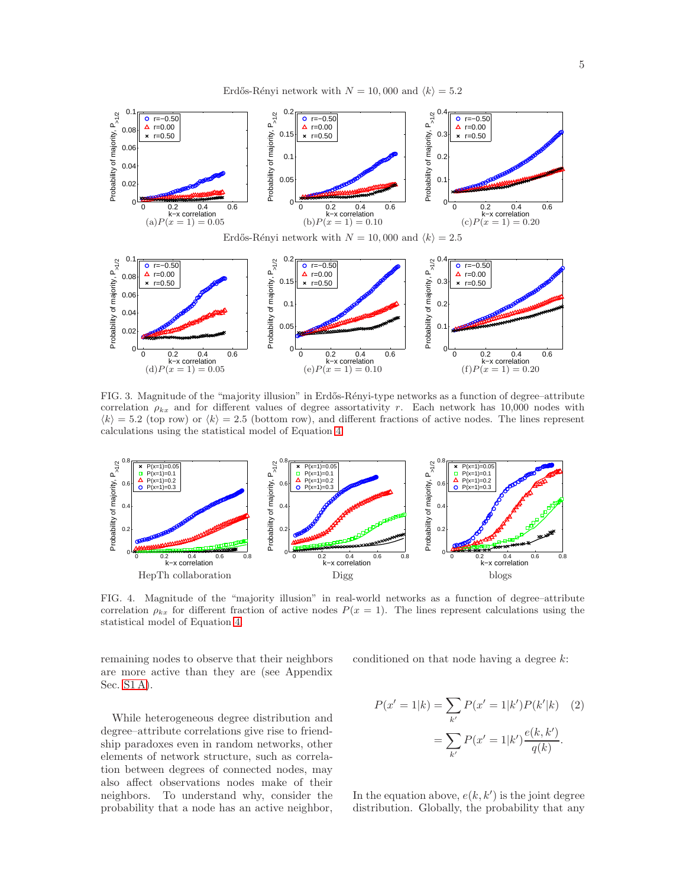Erdős-Rényi network with $N = 10,000$ and $\langle k \rangle = 5.2$

(a) $P(x = 1) = 0.05$ (b) $P(x = 1) = 0.10$ (c) $P(x = 1) = 0.20$

Erdős-Rényi network with $N = 10,000$ and $\langle k \rangle = 2.5$

(d) $P(x = 1) = 0.05$ (e) $P(x = 1) = 0.10$ (f) $P(x = 1) = 0.20$

FIG. 3. Magnitude of the "majority illusion" in Erdős-Rényi-type networks as a function of degree–attribute correlation $\rho_{kx}$ and for different values of degree assortativity $r$. Each network has 10,000 nodes with $\langle k \rangle = 5.2$ (top row) or $\langle k \rangle = 2.5$ (bottom row), and different fractions of active nodes. The lines represent calculations using the statistical model of Equation 4.

HepTh collaboration Digg blogs

FIG. 4. Magnitude of the "majority illusion" in real-world networks as a function of degree–attribute correlation $\rho_{kx}$ for different fraction of active nodes $P(x = 1)$. The lines represent calculations using the statistical model of Equation 4.

remaining nodes to observe that their neighbors are more active than they are (see Appendix Sec. S1 A).

While heterogeneous degree distribution and degree–attribute correlations give rise to friendship paradoxes even in random networks, other elements of network structure, such as correlation between degrees of connected nodes, may also affect observations nodes make of their neighbors. To understand why, consider the probability that a node has an active neighbor, conditioned on that node having a degree $k$:

$$P(x' = 1|k) = \sum_{k'} P(x' = 1|k')P(k'|k) \quad (2)$$
$$= \sum_{k'} P(x' = 1|k') \frac{e(k, k')}{q(k)}.$$

In the equation above, $e(k, k')$ is the joint degree distribution. Globally, the probability that any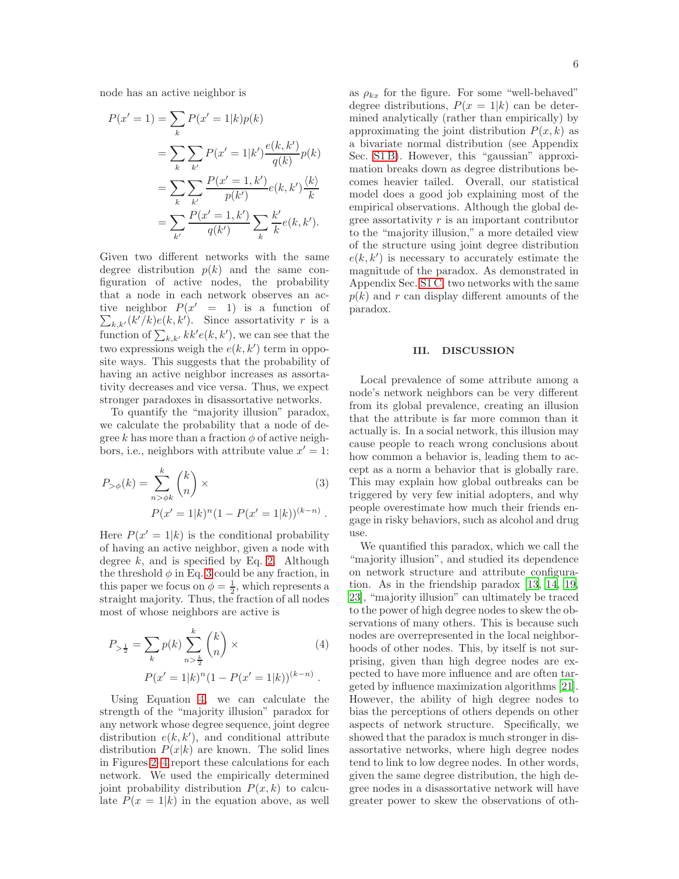node has an active neighbor is

$$
\begin{aligned}
P(x'=1) &= \sum_k P(x'=1|k)p(k) \\
&= \sum_k \sum_{k'} P(x'=1|k') \frac{e(k,k')}{q(k)} p(k) \\
&= \sum_k \sum_{k'} \frac{P(x'=1,k')}{p(k')} e(k,k') \frac{\langle k \rangle}{k} \\
&= \sum_{k'} \frac{P(x'=1,k')}{q(k')} \sum_k \frac{k'}{k} e(k,k').
\end{aligned}
$$

Given two different networks with the same degree distribution $p(k)$ and the same configuration of active nodes, the probability that a node in each network observes an active neighbor $P(x'=1)$ is a function of $\sum_{k,k'}(k'/k)e(k,k')$. Since assortativity $r$ is a function of $\sum_{k,k'} kk'e(k,k')$, we can see that the two expressions weigh the $e(k,k')$ term in opposite ways. This suggests that the probability of having an active neighbor increases as assortativity decreases and vice versa. Thus, we expect stronger paradoxes in disassortative networks.

To quantify the "majority illusion" paradox, we calculate the probability that a node of degree $k$ has more than a fraction $\phi$ of active neighbors, i.e., neighbors with attribute value $x'=1$:

$$
P_{>\phi}(k) = \sum_{n>\phi k}^{k} \binom{k}{n} \times P(x'=1|k)^n (1-P(x'=1|k))^{(k-n)} \, . \tag{3}
$$

Here $P(x'=1|k)$ is the conditional probability of having an active neighbor, given a node with degree $k$, and is specified by Eq. 2. Although the threshold $\phi$ in Eq. 3 could be any fraction, in this paper we focus on $\phi = \frac{1}{2}$, which represents a straight majority. Thus, the fraction of all nodes most of whose neighbors are active is

$$
P_{>\frac{1}{2}} = \sum_k p(k) \sum_{n>\frac{k}{2}}^{k} \binom{k}{n} \times P(x'=1|k)^n (1-P(x'=1|k))^{(k-n)} \, . \tag{4}
$$

Using Equation 4, we can calculate the strength of the "majority illusion" paradox for any network whose degree sequence, joint degree distribution $e(k,k')$, and conditional attribute distribution $P(x|k)$ are known. The solid lines in Figures 2–4 report these calculations for each network. We used the empirically determined joint probability distribution $P(x,k)$ to calculate $P(x=1|k)$ in the equation above, as well as $\rho_{kx}$ for the figure. For some "well-behaved" degree distributions, $P(x=1|k)$ can be determined analytically (rather than empirically) by approximating the joint distribution $P(x,k)$ as a bivariate normal distribution (see Appendix Sec. S1 B). However, this "gaussian" approximation breaks down as degree distributions becomes heavier tailed. Overall, our statistical model does a good job explaining most of the empirical observations. Although the global degree assortativity $r$ is an important contributor to the "majority illusion," a more detailed view of the structure using joint degree distribution $e(k,k')$ is necessary to accurately estimate the magnitude of the paradox. As demonstrated in Appendix Sec. S1 C, two networks with the same $p(k)$ and $r$ can display different amounts of the paradox.

## III. DISCUSSION

Local prevalence of some attribute among a node's network neighbors can be very different from its global prevalence, creating an illusion that the attribute is far more common than it actually is. In a social network, this illusion may cause people to reach wrong conclusions about how common a behavior is, leading them to accept as a norm a behavior that is globally rare. This may explain how global outbreaks can be triggered by very few initial adopters, and why people overestimate how much their friends engage in risky behaviors, such as alcohol and drug use.

We quantified this paradox, which we call the "majority illusion", and studied its dependence on network structure and attribute configuration. As in the friendship paradox [13, 14, 19, 23], "majority illusion" can ultimately be traced to the power of high degree nodes to skew the observations of many others. This is because such nodes are overrepresented in the local neighborhoods of other nodes. This, by itself is not surprising, given than high degree nodes are expected to have more influence and are often targeted by influence maximization algorithms [21]. However, the ability of high degree nodes to bias the perceptions of others depends on other aspects of network structure. Specifically, we showed that the paradox is much stronger in disassortative networks, where high degree nodes tend to link to low degree nodes. In other words, given the same degree distribution, the high degree nodes in a disassortative network will have greater power to skew the observations of oth-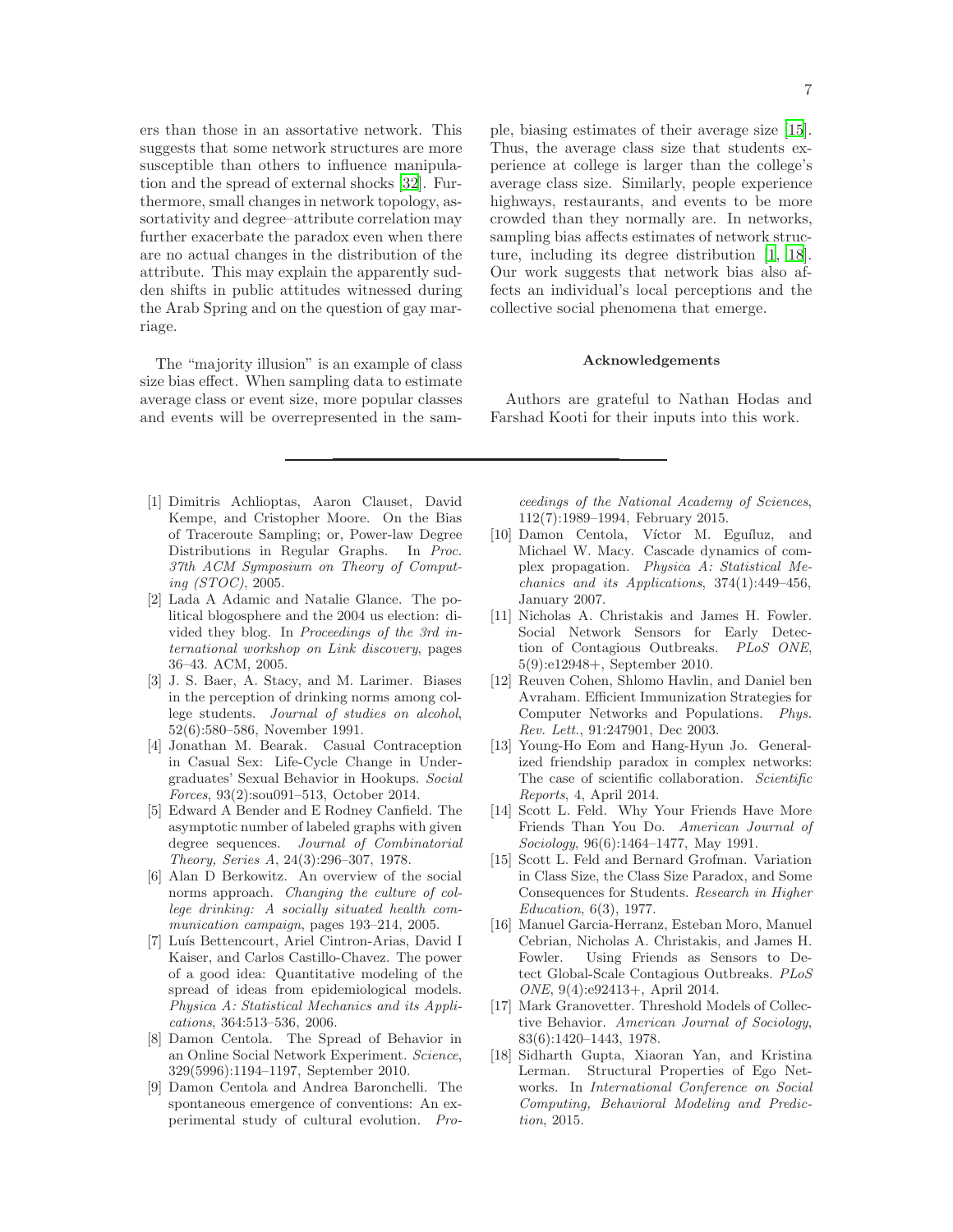ers than those in an assortative network. This suggests that some network structures are more susceptible than others to influence manipulation and the spread of external shocks [32]. Furthermore, small changes in network topology, assortativity and degree–attribute correlation may further exacerbate the paradox even when there are no actual changes in the distribution of the attribute. This may explain the apparently sudden shifts in public attitudes witnessed during the Arab Spring and on the question of gay marriage.

The "majority illusion" is an example of class size bias effect. When sampling data to estimate average class or event size, more popular classes and events will be overrepresented in the sample, biasing estimates of their average size [15]. Thus, the average class size that students experience at college is larger than the college's average class size. Similarly, people experience highways, restaurants, and events to be more crowded than they normally are. In networks, sampling bias affects estimates of network structure, including its degree distribution [1, 18]. Our work suggests that network bias also affects an individual's local perceptions and the collective social phenomena that emerge.

### Acknowledgements

Authors are grateful to Nathan Hodas and Farshad Kooti for their inputs into this work.

---

[1] Dimitris Achlioptas, Aaron Clauset, David Kempe, and Cristopher Moore. On the Bias of Traceroute Sampling; or, Power-law Degree Distributions in Regular Graphs. In *Proc. 37th ACM Symposium on Theory of Computing (STOC)*, 2005.

[2] Lada A Adamic and Natalie Glance. The political blogosphere and the 2004 us election: divided they blog. In *Proceedings of the 3rd international workshop on Link discovery*, pages 36–43. ACM, 2005.

[3] J. S. Baer, A. Stacy, and M. Larimer. Biases in the perception of drinking norms among college students. *Journal of studies on alcohol*, 52(6):580–586, November 1991.

[4] Jonathan M. Bearak. Casual Contraception in Casual Sex: Life-Cycle Change in Undergraduates' Sexual Behavior in Hookups. *Social Forces*, 93(2):sou091–513, October 2014.

[5] Edward A Bender and E Rodney Canfield. The asymptotic number of labeled graphs with given degree sequences. *Journal of Combinatorial Theory, Series A*, 24(3):296–307, 1978.

[6] Alan D Berkowitz. An overview of the social norms approach. *Changing the culture of college drinking: A socially situated health communication campaign*, pages 193–214, 2005.

[7] Luís Bettencourt, Ariel Cintron-Arias, David I Kaiser, and Carlos Castillo-Chavez. The power of a good idea: Quantitative modeling of the spread of ideas from epidemiological models. *Physica A: Statistical Mechanics and its Applications*, 364:513–536, 2006.

[8] Damon Centola. The Spread of Behavior in an Online Social Network Experiment. *Science*, 329(5996):1194–1197, September 2010.

[9] Damon Centola and Andrea Baronchelli. The spontaneous emergence of conventions: An experimental study of cultural evolution. *Proceedings of the National Academy of Sciences*, 112(7):1989–1994, February 2015.

[10] Damon Centola, Víctor M. Eguíluz, and Michael W. Macy. Cascade dynamics of complex propagation. *Physica A: Statistical Mechanics and its Applications*, 374(1):449–456, January 2007.

[11] Nicholas A. Christakis and James H. Fowler. Social Network Sensors for Early Detection of Contagious Outbreaks. *PLoS ONE*, 5(9):e12948+, September 2010.

[12] Reuven Cohen, Shlomo Havlin, and Daniel ben Avraham. Efficient Immunization Strategies for Computer Networks and Populations. *Phys. Rev. Lett.*, 91:247901, Dec 2003.

[13] Young-Ho Eom and Hang-Hyun Jo. Generalized friendship paradox in complex networks: The case of scientific collaboration. *Scientific Reports*, 4, April 2014.

[14] Scott L. Feld. Why Your Friends Have More Friends Than You Do. *American Journal of Sociology*, 96(6):1464–1477, May 1991.

[15] Scott L. Feld and Bernard Grofman. Variation in Class Size, the Class Size Paradox, and Some Consequences for Students. *Research in Higher Education*, 6(3), 1977.

[16] Manuel Garcia-Herranz, Esteban Moro, Manuel Cebrian, Nicholas A. Christakis, and James H. Fowler. Using Friends as Sensors to Detect Global-Scale Contagious Outbreaks. *PLoS ONE*, 9(4):e92413+, April 2014.

[17] Mark Granovetter. Threshold Models of Collective Behavior. *American Journal of Sociology*, 83(6):1420–1443, 1978.

[18] Sidharth Gupta, Xiaoran Yan, and Kristina Lerman. Structural Properties of Ego Networks. In *International Conference on Social Computing, Behavioral Modeling and Prediction*, 2015.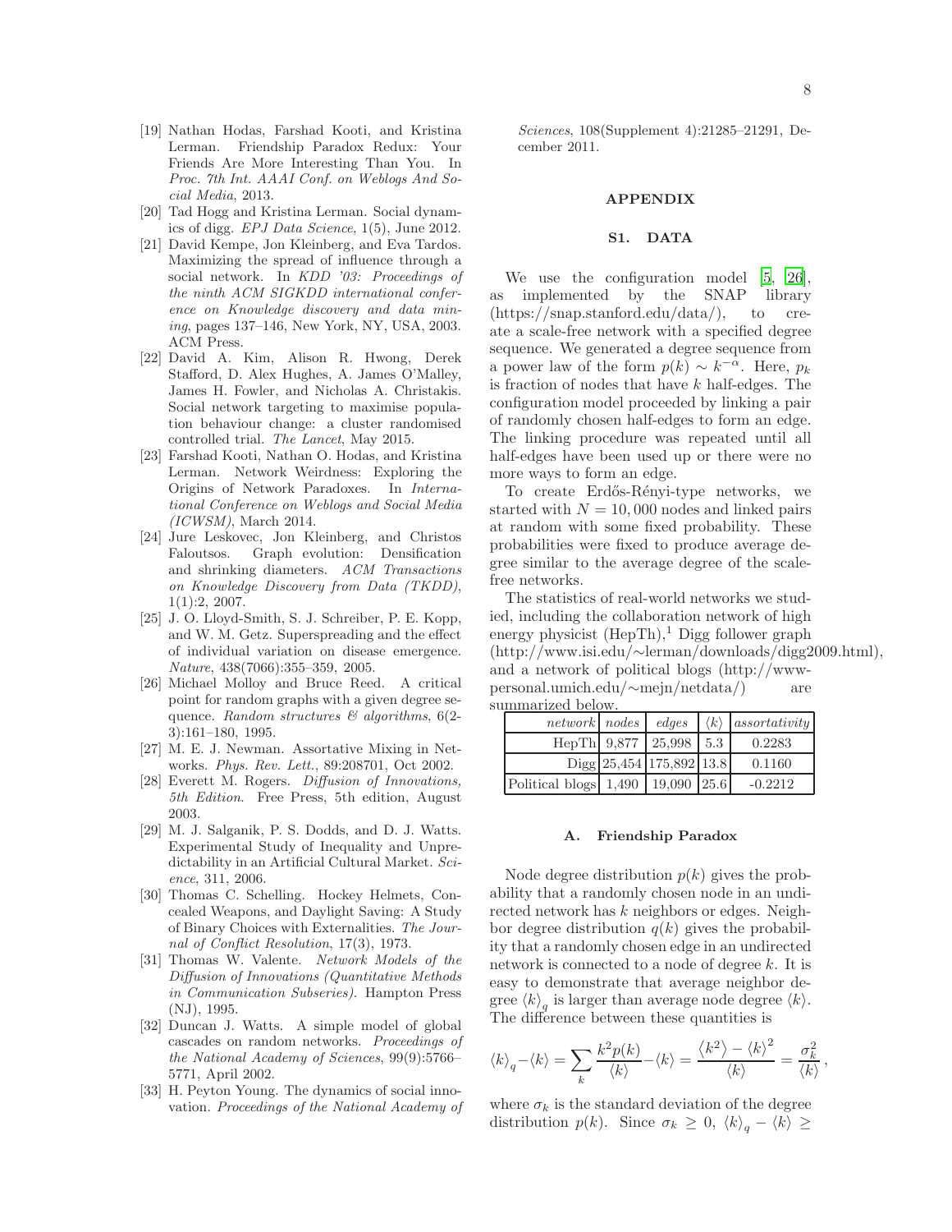[19] Nathan Hodas, Farshad Kooti, and Kristina Lerman. Friendship Paradox Redux: Your Friends Are More Interesting Than You. In *Proc. 7th Int. AAAI Conf. on Weblogs And Social Media*, 2013.

[20] Tad Hogg and Kristina Lerman. Social dynamics of digg. *EPJ Data Science*, 1(5), June 2012.

[21] David Kempe, Jon Kleinberg, and Eva Tardos. Maximizing the spread of influence through a social network. In *KDD '03: Proceedings of the ninth ACM SIGKDD international conference on Knowledge discovery and data mining*, pages 137–146, New York, NY, USA, 2003. ACM Press.

[22] David A. Kim, Alison R. Hwong, Derek Stafford, D. Alex Hughes, A. James O'Malley, James H. Fowler, and Nicholas A. Christakis. Social network targeting to maximise population behaviour change: a cluster randomised controlled trial. *The Lancet*, May 2015.

[23] Farshad Kooti, Nathan O. Hodas, and Kristina Lerman. Network Weirdness: Exploring the Origins of Network Paradoxes. In *International Conference on Weblogs and Social Media (ICWSM)*, March 2014.

[24] Jure Leskovec, Jon Kleinberg, and Christos Faloutsos. Graph evolution: Densification and shrinking diameters. *ACM Transactions on Knowledge Discovery from Data (TKDD)*, 1(1):2, 2007.

[25] J. O. Lloyd-Smith, S. J. Schreiber, P. E. Kopp, and W. M. Getz. Superspreading and the effect of individual variation on disease emergence. *Nature*, 438(7066):355–359, 2005.

[26] Michael Molloy and Bruce Reed. A critical point for random graphs with a given degree sequence. *Random structures & algorithms*, 6(2-3):161–180, 1995.

[27] M. E. J. Newman. Assortative Mixing in Networks. *Phys. Rev. Lett.*, 89:208701, Oct 2002.

[28] Everett M. Rogers. *Diffusion of Innovations, 5th Edition*. Free Press, 5th edition, August 2003.

[29] M. J. Salganik, P. S. Dodds, and D. J. Watts. Experimental Study of Inequality and Unpredictability in an Artificial Cultural Market. *Science*, 311, 2006.

[30] Thomas C. Schelling. Hockey Helmets, Concealed Weapons, and Daylight Saving: A Study of Binary Choices with Externalities. *The Journal of Conflict Resolution*, 17(3), 1973.

[31] Thomas W. Valente. *Network Models of the Diffusion of Innovations (Quantitative Methods in Communication Subseries)*. Hampton Press (NJ), 1995.

[32] Duncan J. Watts. A simple model of global cascades on random networks. *Proceedings of the National Academy of Sciences*, 99(9):5766–5771, April 2002.

[33] H. Peyton Young. The dynamics of social innovation. *Proceedings of the National Academy of Sciences*, 108(Supplement 4):21285–21291, December 2011.

# APPENDIX

## S1. DATA

We use the configuration model [5, 26], as implemented by the SNAP library (https://snap.stanford.edu/data/), to create a scale-free network with a specified degree sequence. We generated a degree sequence from a power law of the form $p(k) \sim k^{-\alpha}$. Here, $p_k$ is fraction of nodes that have $k$ half-edges. The configuration model proceeded by linking a pair of randomly chosen half-edges to form an edge. The linking procedure was repeated until all half-edges have been used up or there were no more ways to form an edge.

To create Erdős-Rényi-type networks, we started with $N = 10,000$ nodes and linked pairs at random with some fixed probability. These probabilities were fixed to produce average degree similar to the average degree of the scale-free networks.

The statistics of real-world networks we studied, including the collaboration network of high energy physicist (HepTh),[1] Digg follower graph (http://www.isi.edu/∼lerman/downloads/digg2009.html), and a network of political blogs (http://www-personal.umich.edu/∼mejn/netdata/) are summarized below.

| *network* | *nodes* | *edges* | $\langle k \rangle$ | *assortativity* |
|---|---|---|---|---|
| HepTh | 9,877 | 25,998 | 5.3 | 0.2283 |
| Digg | 25,454 | 175,892 | 13.8 | 0.1160 |
| Political blogs | 1,490 | 19,090 | 25.6 | -0.2212 |

### A. Friendship Paradox

Node degree distribution $p(k)$ gives the probability that a randomly chosen node in an undirected network has $k$ neighbors or edges. Neighbor degree distribution $q(k)$ gives the probability that a randomly chosen edge in an undirected network is connected to a node of degree $k$. It is easy to demonstrate that average neighbor degree $\langle k \rangle_q$ is larger than average node degree $\langle k \rangle$. The difference between these quantities is

$$\langle k \rangle_q - \langle k \rangle = \sum_k \frac{k^2 p(k)}{\langle k \rangle} - \langle k \rangle = \frac{\langle k^2 \rangle - \langle k \rangle^2}{\langle k \rangle} = \frac{\sigma_k^2}{\langle k \rangle},$$

where $\sigma_k$ is the standard deviation of the degree distribution $p(k)$. Since $\sigma_k \geq 0$, $\langle k \rangle_q - \langle k \rangle \geq$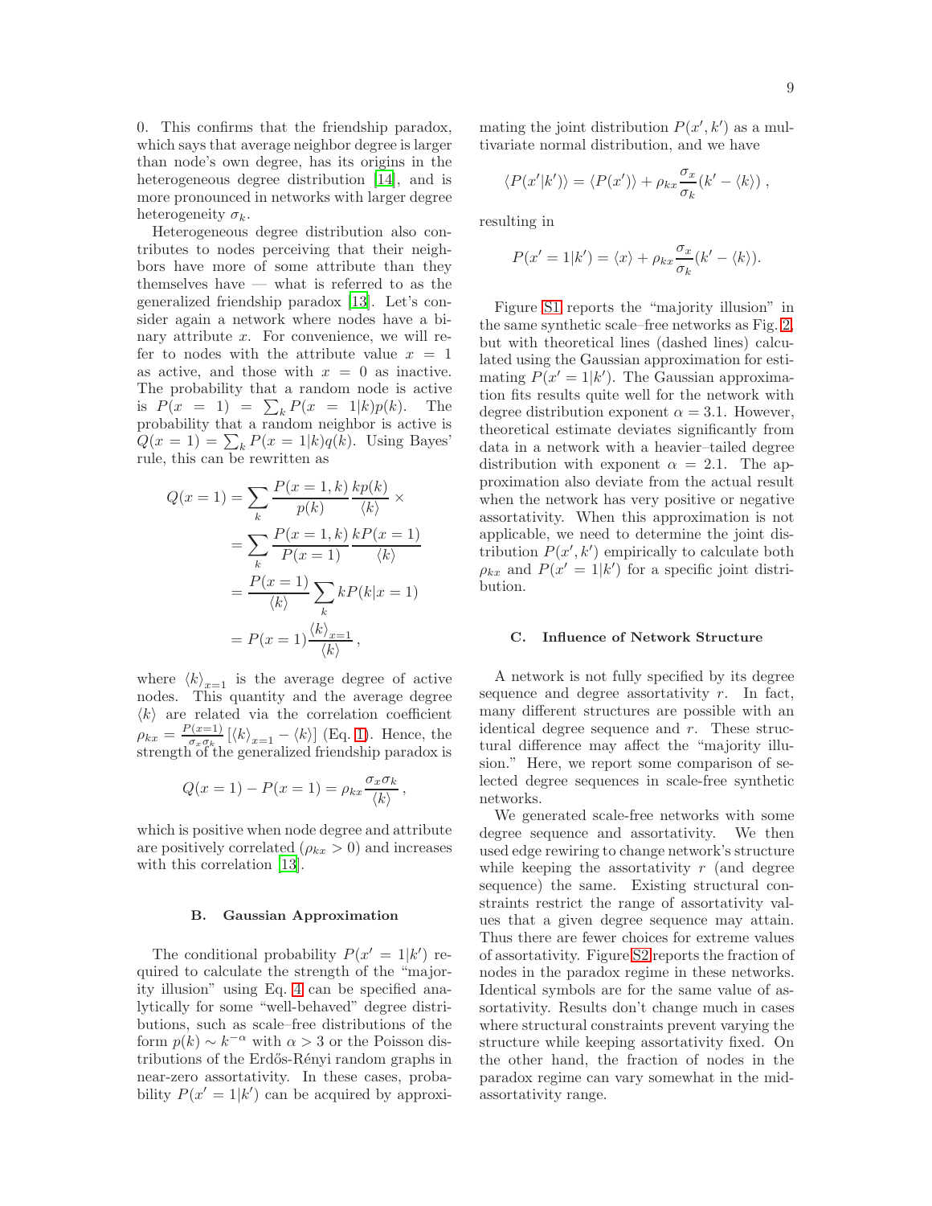0. This confirms that the friendship paradox, which says that average neighbor degree is larger than node's own degree, has its origins in the heterogeneous degree distribution [14], and is more pronounced in networks with larger degree heterogeneity $\sigma_k$.

Heterogeneous degree distribution also contributes to nodes perceiving that their neighbors have more of some attribute than they themselves have — what is referred to as the generalized friendship paradox [13]. Let's consider again a network where nodes have a binary attribute $x$. For convenience, we will refer to nodes with the attribute value $x = 1$ as active, and those with $x = 0$ as inactive. The probability that a random node is active is $P(x = 1) = \sum_k P(x = 1|k)p(k)$. The probability that a random neighbor is active is $Q(x = 1) = \sum_k P(x = 1|k)q(k)$. Using Bayes' rule, this can be rewritten as

$$
\begin{aligned}
Q(x=1) &= \sum_k \frac{P(x=1,k)}{p(k)} \frac{kp(k)}{\langle k \rangle} \times \\
&= \sum_k \frac{P(x=1,k)}{P(x=1)} \frac{kP(x=1)}{\langle k \rangle} \\
&= \frac{P(x=1)}{\langle k \rangle} \sum_k kP(k|x=1) \\
&= P(x=1) \frac{\langle k \rangle_{x=1}}{\langle k \rangle},
\end{aligned}
$$

where $\langle k \rangle_{x=1}$ is the average degree of active nodes. This quantity and the average degree $\langle k \rangle$ are related via the correlation coefficient $\rho_{kx} = \frac{P(x=1)}{\sigma_x \sigma_k} [\langle k \rangle_{x=1} - \langle k \rangle]$ (Eq. 1). Hence, the strength of the generalized friendship paradox is

$$
Q(x=1) - P(x=1) = \rho_{kx} \frac{\sigma_x \sigma_k}{\langle k \rangle},
$$

which is positive when node degree and attribute are positively correlated ($\rho_{kx} > 0$) and increases with this correlation [13].

### B. Gaussian Approximation

The conditional probability $P(x' = 1|k')$ required to calculate the strength of the "majority illusion" using Eq. 4 can be specified analytically for some "well-behaved" degree distributions, such as scale–free distributions of the form $p(k) \sim k^{-\alpha}$ with $\alpha > 3$ or the Poisson distributions of the Erdős-Rényi random graphs in near-zero assortativity. In these cases, probability $P(x' = 1|k')$ can be acquired by approximating the joint distribution $P(x', k')$ as a multivariate normal distribution, and we have

$$
\langle P(x'|k') \rangle = \langle P(x') \rangle + \rho_{kx} \frac{\sigma_x}{\sigma_k} (k' - \langle k \rangle),
$$

resulting in

$$
P(x' = 1|k') = \langle x \rangle + \rho_{kx} \frac{\sigma_x}{\sigma_k} (k' - \langle k \rangle).
$$

Figure S1 reports the "majority illusion" in the same synthetic scale–free networks as Fig. 2, but with theoretical lines (dashed lines) calculated using the Gaussian approximation for estimating $P(x' = 1|k')$. The Gaussian approximation fits results quite well for the network with degree distribution exponent $\alpha = 3.1$. However, theoretical estimate deviates significantly from data in a network with a heavier–tailed degree distribution with exponent $\alpha = 2.1$. The approximation also deviate from the actual result when the network has very positive or negative assortativity. When this approximation is not applicable, we need to determine the joint distribution $P(x', k')$ empirically to calculate both $\rho_{kx}$ and $P(x' = 1|k')$ for a specific joint distribution.

### C. Influence of Network Structure

A network is not fully specified by its degree sequence and degree assortativity $r$. In fact, many different structures are possible with an identical degree sequence and $r$. These structural difference may affect the "majority illusion." Here, we report some comparison of selected degree sequences in scale-free synthetic networks.

We generated scale-free networks with some degree sequence and assortativity. We then used edge rewiring to change network's structure while keeping the assortativity $r$ (and degree sequence) the same. Existing structural constraints restrict the range of assortativity values that a given degree sequence may attain. Thus there are fewer choices for extreme values of assortativity. Figure S2 reports the fraction of nodes in the paradox regime in these networks. Identical symbols are for the same value of assortativity. Results don't change much in cases where structural constraints prevent varying the structure while keeping assortativity fixed. On the other hand, the fraction of nodes in the paradox regime can vary somewhat in the mid-assortativity range.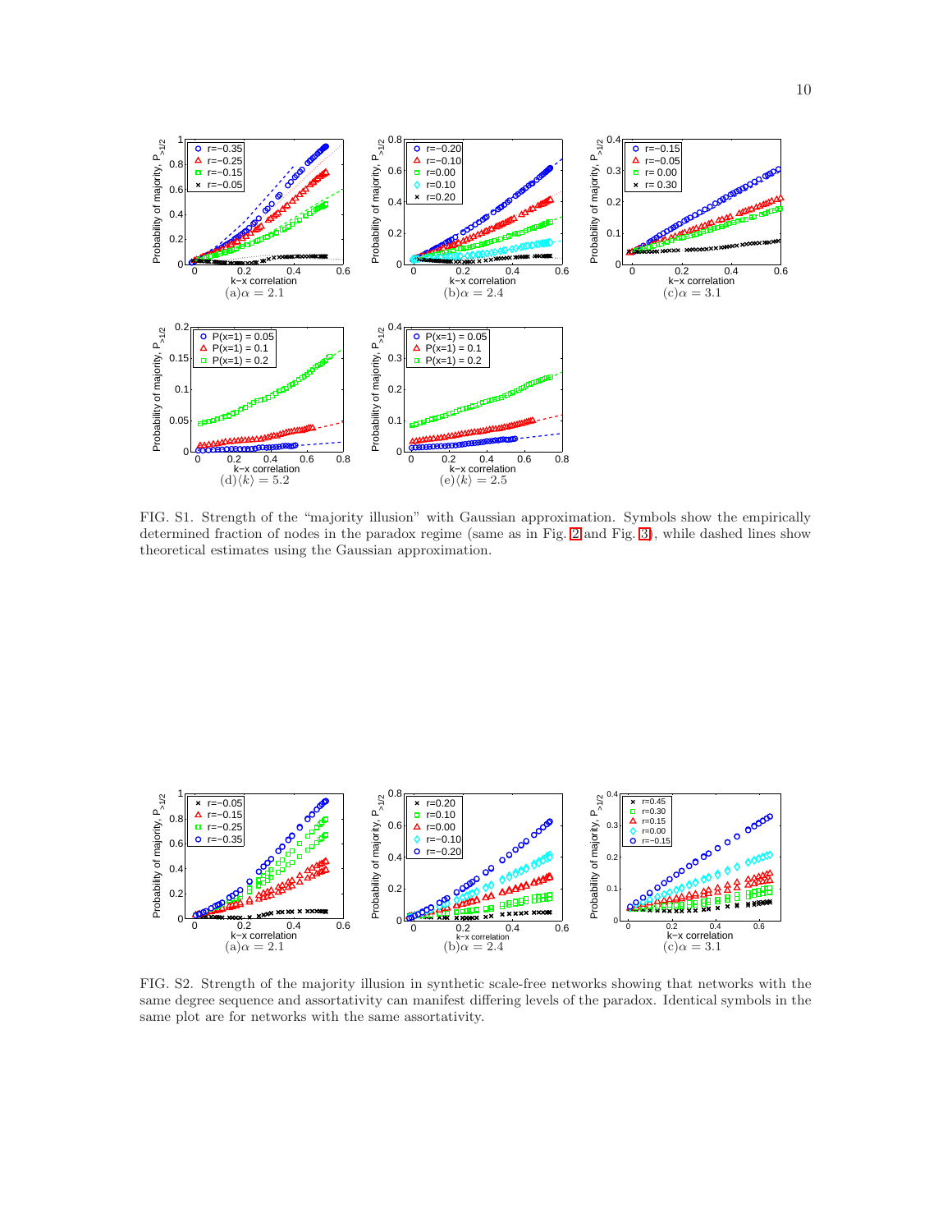Probability of majority, $P_{>1/2}$

k−x correlation

○ r=−0.35
△ r=−0.25
□ r=−0.15
× r=−0.05

(a)$\alpha = 2.1$

○ r=−0.20
△ r=−0.10
□ r=0.00
◇ r=0.10
× r=0.20

(b)$\alpha = 2.4$

○ r=−0.15
△ r=−0.05
□ r= 0.00
× r= 0.30

(c)$\alpha = 3.1$

○ P(x=1) = 0.05
△ P(x=1) = 0.1
□ P(x=1) = 0.2

(d)$\langle k \rangle = 5.2$

○ P(x=1) = 0.05
△ P(x=1) = 0.1
□ P(x=1) = 0.2

(e)$\langle k \rangle = 2.5$

FIG. S1. Strength of the "majority illusion" with Gaussian approximation. Symbols show the empirically determined fraction of nodes in the paradox regime (same as in Fig. 2 and Fig. 3), while dashed lines show theoretical estimates using the Gaussian approximation.

Probability of majority, $P_{>1/2}$

k−x correlation

× r=−0.05
△ r=−0.15
□ r=−0.25
○ r=−0.35

(a)$\alpha = 2.1$

× r=0.20
□ r=0.10
△ r=0.00
◇ r=−0.10
○ r=−0.20

(b)$\alpha = 2.4$

× r=0.45
□ r=0.30
△ r=0.15
◇ r=0.00
○ r=−0.15

(c)$\alpha = 3.1$

FIG. S2. Strength of the majority illusion in synthetic scale-free networks showing that networks with the same degree sequence and assortativity can manifest differing levels of the paradox. Identical symbols in the same plot are for networks with the same assortativity.